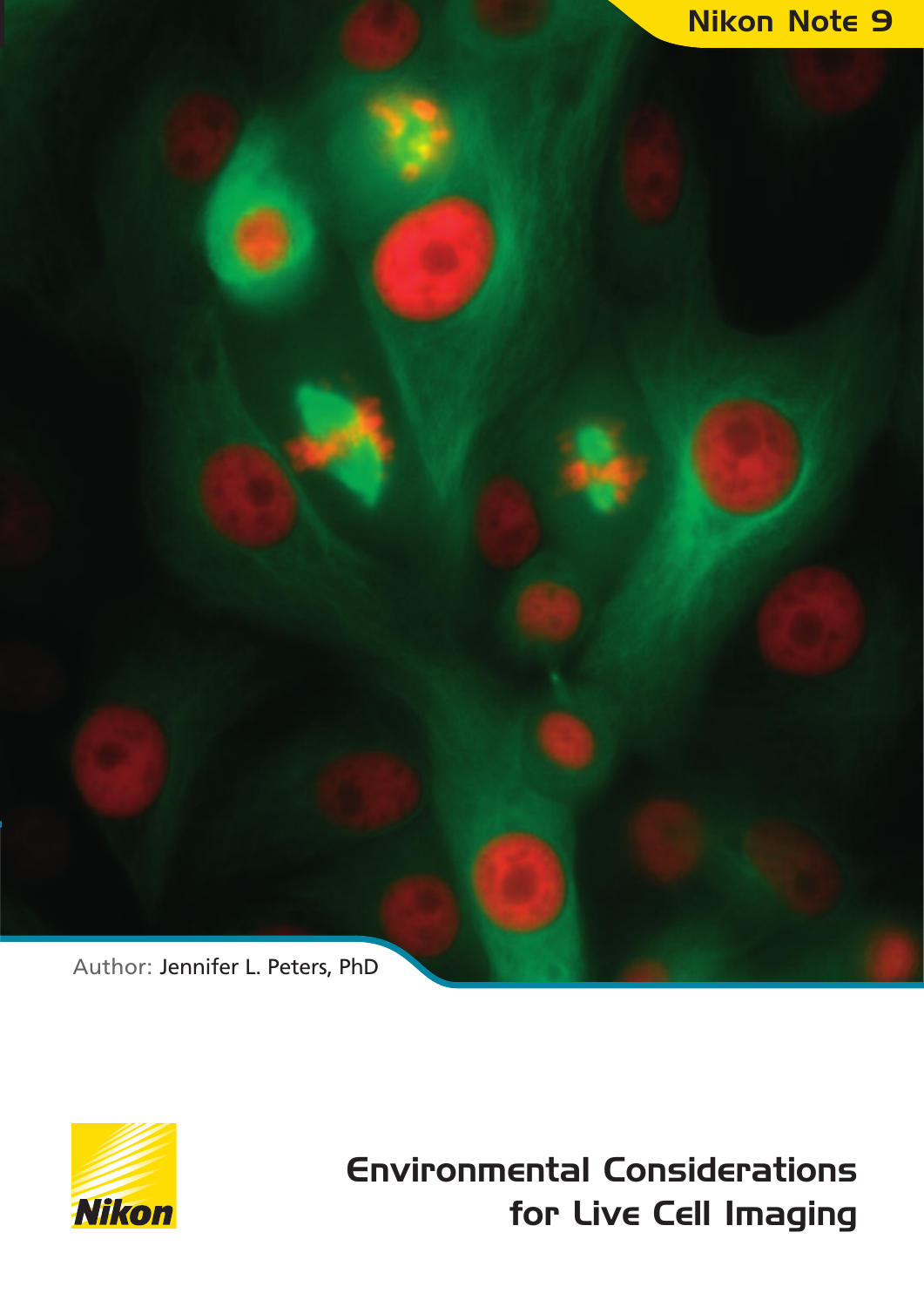Nikon Note 9

Author: Jennifer L. Peters, PhD

Nikon

# Environmental Considerations for Live Cell Imaging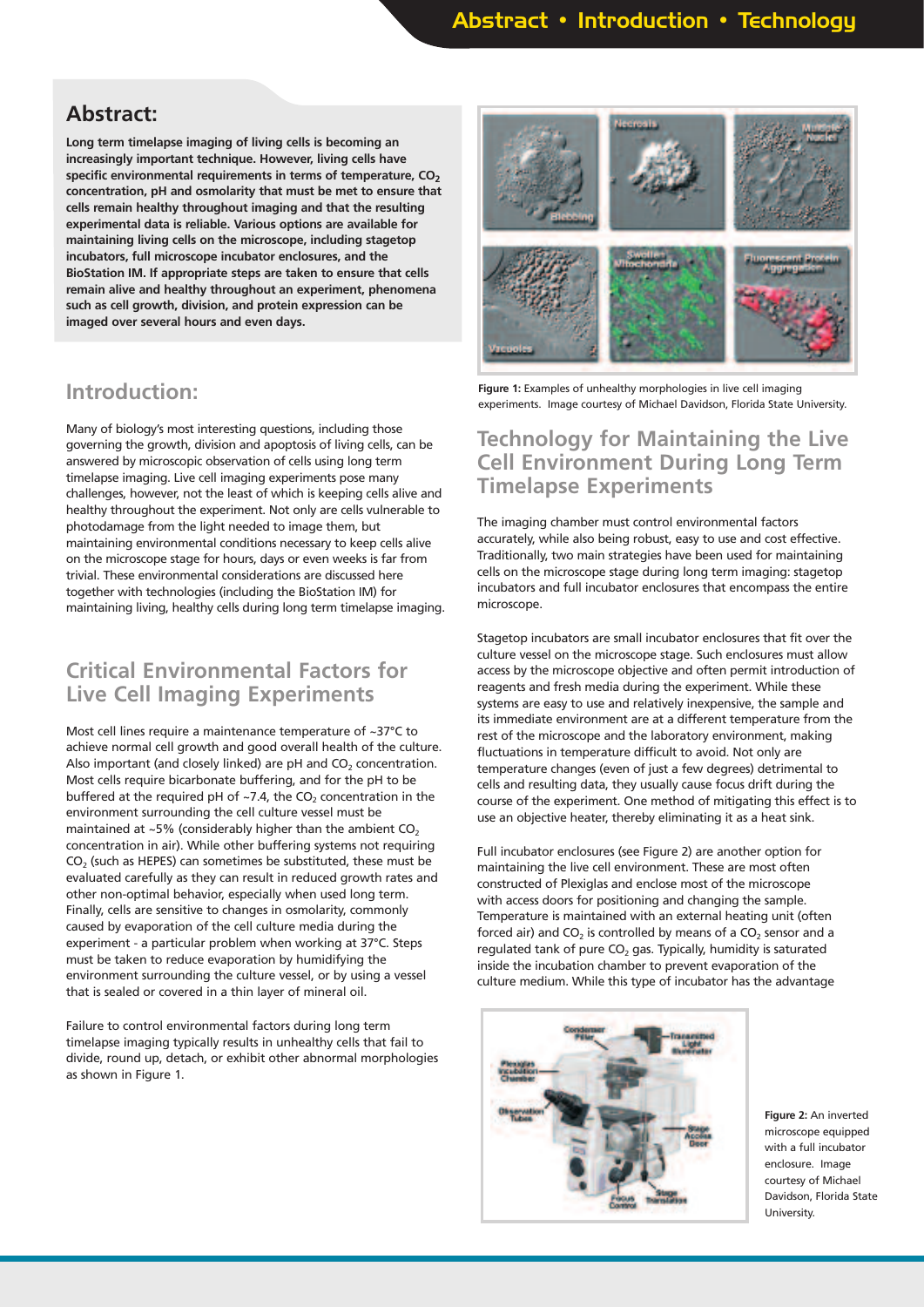## Abstract:

**Long term timelapse imaging of living cells is becoming an increasingly important technique. However, living cells have specific environmental requirements in terms of temperature, $CO_2$ concentration, pH and osmolarity that must be met to ensure that cells remain healthy throughout imaging and that the resulting experimental data is reliable. Various options are available for maintaining living cells on the microscope, including stagetop incubators, full microscope incubator enclosures, and the BioStation IM. If appropriate steps are taken to ensure that cells remain alive and healthy throughout an experiment, phenomena such as cell growth, division, and protein expression can be imaged over several hours and even days.**

## Introduction:

Many of biology's most interesting questions, including those governing the growth, division and apoptosis of living cells, can be answered by microscopic observation of cells using long term timelapse imaging. Live cell imaging experiments pose many challenges, however, not the least of which is keeping cells alive and healthy throughout the experiment. Not only are cells vulnerable to photodamage from the light needed to image them, but maintaining environmental conditions necessary to keep cells alive on the microscope stage for hours, days or even weeks is far from trivial. These environmental considerations are discussed here together with technologies (including the BioStation IM) for maintaining living, healthy cells during long term timelapse imaging.

## Critical Environmental Factors for Live Cell Imaging Experiments

Most cell lines require a maintenance temperature of ~37°C to achieve normal cell growth and good overall health of the culture. Also important (and closely linked) are pH and $CO_2$ concentration. Most cells require bicarbonate buffering, and for the pH to be buffered at the required pH of ~7.4, the $CO_2$ concentration in the environment surrounding the cell culture vessel must be maintained at ~5% (considerably higher than the ambient $CO_2$ concentration in air). While other buffering systems not requiring $CO_2$ (such as HEPES) can sometimes be substituted, these must be evaluated carefully as they can result in reduced growth rates and other non-optimal behavior, especially when used long term. Finally, cells are sensitive to changes in osmolarity, commonly caused by evaporation of the cell culture media during the experiment - a particular problem when working at 37°C. Steps must be taken to reduce evaporation by humidifying the environment surrounding the culture vessel, or by using a vessel that is sealed or covered in a thin layer of mineral oil.

Failure to control environmental factors during long term timelapse imaging typically results in unhealthy cells that fail to divide, round up, detach, or exhibit other abnormal morphologies as shown in Figure 1.

**Figure 1:** Examples of unhealthy morphologies in live cell imaging experiments. Image courtesy of Michael Davidson, Florida State University.

## Technology for Maintaining the Live Cell Environment During Long Term Timelapse Experiments

The imaging chamber must control environmental factors accurately, while also being robust, easy to use and cost effective. Traditionally, two main strategies have been used for maintaining cells on the microscope stage during long term imaging: stagetop incubators and full incubator enclosures that encompass the entire microscope.

Stagetop incubators are small incubator enclosures that fit over the culture vessel on the microscope stage. Such enclosures must allow access by the microscope objective and often permit introduction of reagents and fresh media during the experiment. While these systems are easy to use and relatively inexpensive, the sample and its immediate environment are at a different temperature from the rest of the microscope and the laboratory environment, making fluctuations in temperature difficult to avoid. Not only are temperature changes (even of just a few degrees) detrimental to cells and resulting data, they usually cause focus drift during the course of the experiment. One method of mitigating this effect is to use an objective heater, thereby eliminating it as a heat sink.

Full incubator enclosures (see Figure 2) are another option for maintaining the live cell environment. These are most often constructed of Plexiglas and enclose most of the microscope with access doors for positioning and changing the sample. Temperature is maintained with an external heating unit (often forced air) and $CO_2$ is controlled by means of a $CO_2$ sensor and a regulated tank of pure $CO_2$ gas. Typically, humidity is saturated inside the incubation chamber to prevent evaporation of the culture medium. While this type of incubator has the advantage

**Figure 2:** An inverted microscope equipped with a full incubator enclosure. Image courtesy of Michael Davidson, Florida State University.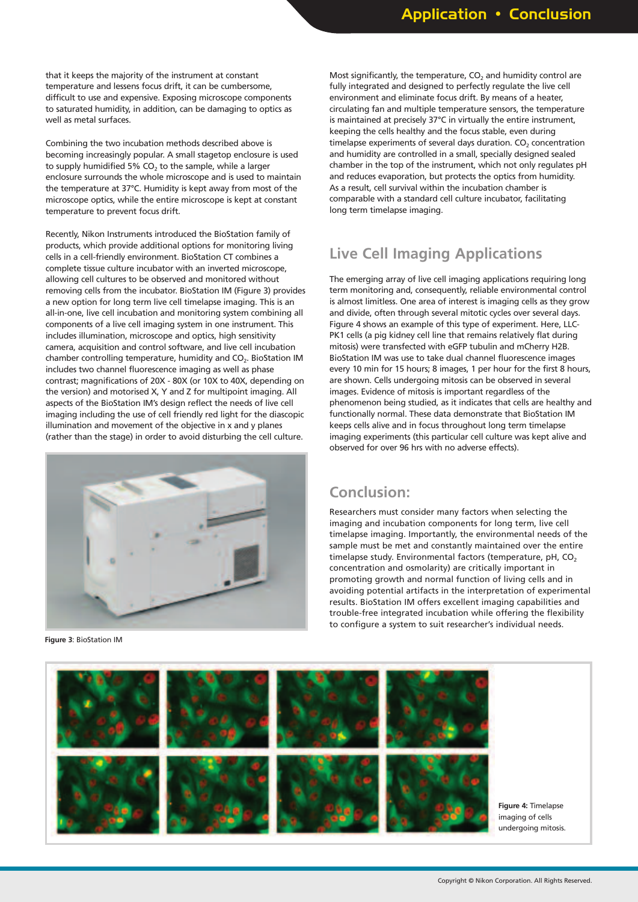that it keeps the majority of the instrument at constant temperature and lessens focus drift, it can be cumbersome, difficult to use and expensive. Exposing microscope components to saturated humidity, in addition, can be damaging to optics as well as metal surfaces.

Combining the two incubation methods described above is becoming increasingly popular. A small stagetop enclosure is used to supply humidified 5% $CO_2$ to the sample, while a larger enclosure surrounds the whole microscope and is used to maintain the temperature at 37°C. Humidity is kept away from most of the microscope optics, while the entire microscope is kept at constant temperature to prevent focus drift.

Recently, Nikon Instruments introduced the BioStation family of products, which provide additional options for monitoring living cells in a cell-friendly environment. BioStation CT combines a complete tissue culture incubator with an inverted microscope, allowing cell cultures to be observed and monitored without removing cells from the incubator. BioStation IM (Figure 3) provides a new option for long term live cell timelapse imaging. This is an all-in-one, live cell incubation and monitoring system combining all components of a live cell imaging system in one instrument. This includes illumination, microscope and optics, high sensitivity camera, acquisition and control software, and live cell incubation chamber controlling temperature, humidity and $CO_2$. BioStation IM includes two channel fluorescence imaging as well as phase contrast; magnifications of 20X - 80X (or 10X to 40X, depending on the version) and motorised X, Y and Z for multipoint imaging. All aspects of the BioStation IM's design reflect the needs of live cell imaging including the use of cell friendly red light for the diascopic illumination and movement of the objective in x and y planes (rather than the stage) in order to avoid disturbing the cell culture.

**Figure 3**: BioStation IM

Most significantly, the temperature, $CO_2$ and humidity control are fully integrated and designed to perfectly regulate the live cell environment and eliminate focus drift. By means of a heater, circulating fan and multiple temperature sensors, the temperature is maintained at precisely 37°C in virtually the entire instrument, keeping the cells healthy and the focus stable, even during timelapse experiments of several days duration. $CO_2$ concentration and humidity are controlled in a small, specially designed sealed chamber in the top of the instrument, which not only regulates pH and reduces evaporation, but protects the optics from humidity. As a result, cell survival within the incubation chamber is comparable with a standard cell culture incubator, facilitating long term timelapse imaging.

## Live Cell Imaging Applications

The emerging array of live cell imaging applications requiring long term monitoring and, consequently, reliable environmental control is almost limitless. One area of interest is imaging cells as they grow and divide, often through several mitotic cycles over several days. Figure 4 shows an example of this type of experiment. Here, LLC-PK1 cells (a pig kidney cell line that remains relatively flat during mitosis) were transfected with eGFP tubulin and mCherry H2B. BioStation IM was use to take dual channel fluorescence images every 10 min for 15 hours; 8 images, 1 per hour for the first 8 hours, are shown. Cells undergoing mitosis can be observed in several images. Evidence of mitosis is important regardless of the phenomenon being studied, as it indicates that cells are healthy and functionally normal. These data demonstrate that BioStation IM keeps cells alive and in focus throughout long term timelapse imaging experiments (this particular cell culture was kept alive and observed for over 96 hrs with no adverse effects).

## Conclusion:

Researchers must consider many factors when selecting the imaging and incubation components for long term, live cell timelapse imaging. Importantly, the environmental needs of the sample must be met and constantly maintained over the entire timelapse study. Environmental factors (temperature, pH, $CO_2$ concentration and osmolarity) are critically important in promoting growth and normal function of living cells and in avoiding potential artifacts in the interpretation of experimental results. BioStation IM offers excellent imaging capabilities and trouble-free integrated incubation while offering the flexibility to configure a system to suit researcher's individual needs.

**Figure 4:** Timelapse imaging of cells undergoing mitosis.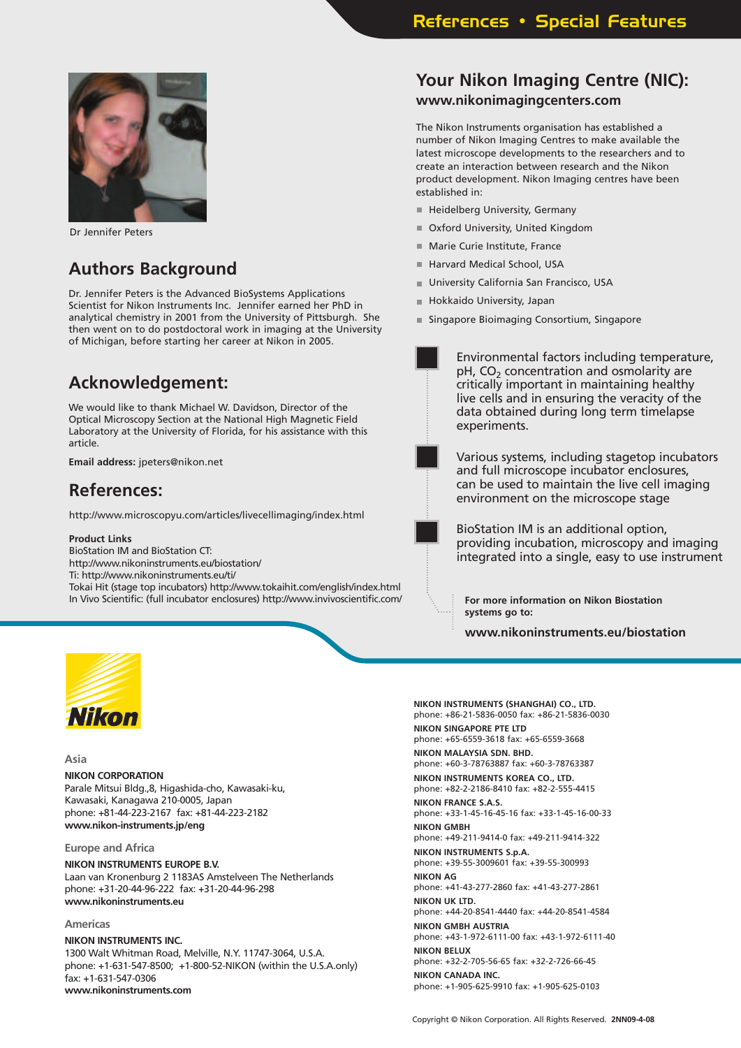Dr Jennifer Peters

## Authors Background

Dr. Jennifer Peters is the Advanced BioSystems Applications Scientist for Nikon Instruments Inc. Jennifer earned her PhD in analytical chemistry in 2001 from the University of Pittsburgh. She then went on to do postdoctoral work in imaging at the University of Michigan, before starting her career at Nikon in 2005.

## Acknowledgement:

We would like to thank Michael W. Davidson, Director of the Optical Microscopy Section at the National High Magnetic Field Laboratory at the University of Florida, for his assistance with this article.

**Email address:** jpeters@nikon.net

## References:

http://www.microscopyu.com/articles/livecellimaging/index.html

**Product Links**
BioStation IM and BioStation CT:
http://www.nikoninstruments.eu/biostation/
Ti: http://www.nikoninstruments.eu/ti/
Tokai Hit (stage top incubators) http://www.tokaihit.com/english/index.html
In Vivo Scientific: (full incubator enclosures) http://www.invivoscientific.com/

## Your Nikon Imaging Centre (NIC):

### www.nikonimagingcenters.com

The Nikon Instruments organisation has established a number of Nikon Imaging Centres to make available the latest microscope developments to the researchers and to create an interaction between research and the Nikon product development. Nikon Imaging centres have been established in:

- Heidelberg University, Germany
- Oxford University, United Kingdom
- Marie Curie Institute, France
- Harvard Medical School, USA
- University California San Francisco, USA
- Hokkaido University, Japan
- Singapore Bioimaging Consortium, Singapore

Environmental factors including temperature, pH, $CO_2$ concentration and osmolarity are critically important in maintaining healthy live cells and in ensuring the veracity of the data obtained during long term timelapse experiments.

Various systems, including stagetop incubators and full microscope incubator enclosures, can be used to maintain the live cell imaging environment on the microscope stage

BioStation IM is an additional option, providing incubation, microscopy and imaging integrated into a single, easy to use instrument

**For more information on Nikon Biostation systems go to:**

**www.nikoninstruments.eu/biostation**

Nikon

### Asia

**NIKON CORPORATION**
Parale Mitsui Bldg.,8, Higashida-cho, Kawasaki-ku,
Kawasaki, Kanagawa 210-0005, Japan
phone: +81-44-223-2167 fax: +81-44-223-2182
**www.nikon-instruments.jp/eng**

### Europe and Africa

**NIKON INSTRUMENTS EUROPE B.V.**
Laan van Kronenburg 2 1183AS Amstelveen The Netherlands
phone: +31-20-44-96-222 fax: +31-20-44-96-298
**www.nikoninstruments.eu**

### Americas

**NIKON INSTRUMENTS INC.**
1300 Walt Whitman Road, Melville, N.Y. 11747-3064, U.S.A.
phone: +1-631-547-8500; +1-800-52-NIKON (within the U.S.A.only)
fax: +1-631-547-0306
**www.nikoninstruments.com**

**NIKON INSTRUMENTS (SHANGHAI) CO., LTD.**
phone: +86-21-5836-0050 fax: +86-21-5836-0030

**NIKON SINGAPORE PTE LTD**
phone: +65-6559-3618 fax: +65-6559-3668

**NIKON MALAYSIA SDN. BHD.**
phone: +60-3-78763887 fax: +60-3-78763387

**NIKON INSTRUMENTS KOREA CO., LTD.**
phone: +82-2-2186-8410 fax: +82-2-555-4415

**NIKON FRANCE S.A.S.**
phone: +33-1-45-16-45-16 fax: +33-1-45-16-00-33

**NIKON GMBH**
phone: +49-211-9414-0 fax: +49-211-9414-322

**NIKON INSTRUMENTS S.p.A.**
phone: +39-55-3009601 fax: +39-55-300993

**NIKON AG**
phone: +41-43-277-2860 fax: +41-43-277-2861

**NIKON UK LTD.**
phone: +44-20-8541-4440 fax: +44-20-8541-4584

**NIKON GMBH AUSTRIA**
phone: +43-1-972-6111-00 fax: +43-1-972-6111-40

**NIKON BELUX**
phone: +32-2-705-56-65 fax: +32-2-726-66-45

**NIKON CANADA INC.**
phone: +1-905-625-9910 fax: +1-905-625-0103

Copyright © Nikon Corporation. All Rights Reserved. **2NN09-4-08**